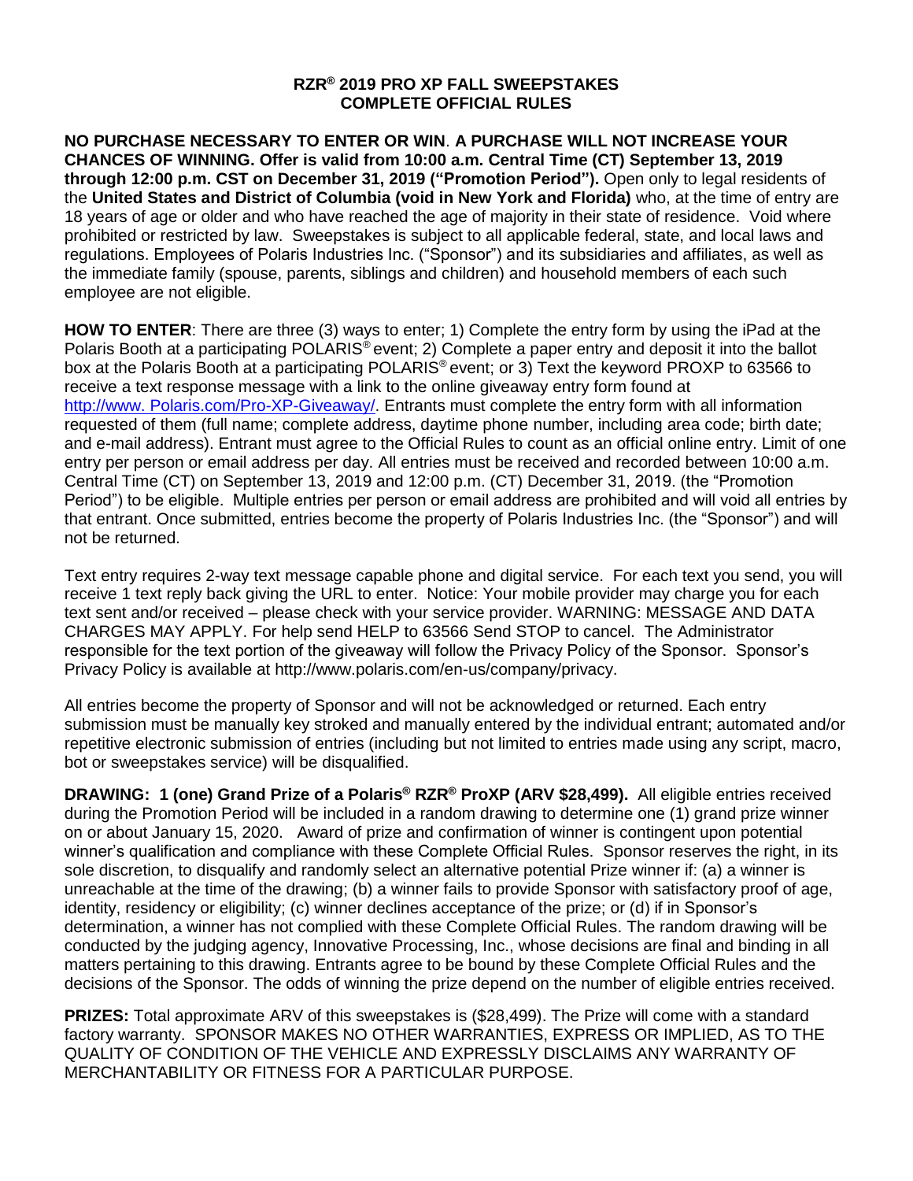# RZR® 2019 PRO XP FALL SWEEPSTAKES
# COMPLETE OFFICIAL RULES

**NO PURCHASE NECESSARY TO ENTER OR WIN**. **A PURCHASE WILL NOT INCREASE YOUR CHANCES OF WINNING. Offer is valid from 10:00 a.m. Central Time (CT) September 13, 2019 through 12:00 p.m. CST on December 31, 2019 ("Promotion Period").** Open only to legal residents of the **United States and District of Columbia (void in New York and Florida)** who, at the time of entry are 18 years of age or older and who have reached the age of majority in their state of residence. Void where prohibited or restricted by law. Sweepstakes is subject to all applicable federal, state, and local laws and regulations. Employees of Polaris Industries Inc. ("Sponsor") and its subsidiaries and affiliates, as well as the immediate family (spouse, parents, siblings and children) and household members of each such employee are not eligible.

**HOW TO ENTER**: There are three (3) ways to enter; 1) Complete the entry form by using the iPad at the Polaris Booth at a participating POLARIS® event; 2) Complete a paper entry and deposit it into the ballot box at the Polaris Booth at a participating POLARIS® event; or 3) Text the keyword PROXP to 63566 to receive a text response message with a link to the online giveaway entry form found at http://www. Polaris.com/Pro-XP-Giveaway/. Entrants must complete the entry form with all information requested of them (full name; complete address, daytime phone number, including area code; birth date; and e-mail address). Entrant must agree to the Official Rules to count as an official online entry. Limit of one entry per person or email address per day. All entries must be received and recorded between 10:00 a.m. Central Time (CT) on September 13, 2019 and 12:00 p.m. (CT) December 31, 2019. (the "Promotion Period") to be eligible. Multiple entries per person or email address are prohibited and will void all entries by that entrant. Once submitted, entries become the property of Polaris Industries Inc. (the "Sponsor") and will not be returned.

Text entry requires 2-way text message capable phone and digital service. For each text you send, you will receive 1 text reply back giving the URL to enter. Notice: Your mobile provider may charge you for each text sent and/or received – please check with your service provider. WARNING: MESSAGE AND DATA CHARGES MAY APPLY. For help send HELP to 63566 Send STOP to cancel. The Administrator responsible for the text portion of the giveaway will follow the Privacy Policy of the Sponsor. Sponsor's Privacy Policy is available at http://www.polaris.com/en-us/company/privacy.

All entries become the property of Sponsor and will not be acknowledged or returned. Each entry submission must be manually key stroked and manually entered by the individual entrant; automated and/or repetitive electronic submission of entries (including but not limited to entries made using any script, macro, bot or sweepstakes service) will be disqualified.

**DRAWING: 1 (one) Grand Prize of a Polaris® RZR® ProXP (ARV $28,499).** All eligible entries received during the Promotion Period will be included in a random drawing to determine one (1) grand prize winner on or about January 15, 2020. Award of prize and confirmation of winner is contingent upon potential winner's qualification and compliance with these Complete Official Rules. Sponsor reserves the right, in its sole discretion, to disqualify and randomly select an alternative potential Prize winner if: (a) a winner is unreachable at the time of the drawing; (b) a winner fails to provide Sponsor with satisfactory proof of age, identity, residency or eligibility; (c) winner declines acceptance of the prize; or (d) if in Sponsor's determination, a winner has not complied with these Complete Official Rules. The random drawing will be conducted by the judging agency, Innovative Processing, Inc., whose decisions are final and binding in all matters pertaining to this drawing. Entrants agree to be bound by these Complete Official Rules and the decisions of the Sponsor. The odds of winning the prize depend on the number of eligible entries received.

**PRIZES:** Total approximate ARV of this sweepstakes is ($28,499). The Prize will come with a standard factory warranty. SPONSOR MAKES NO OTHER WARRANTIES, EXPRESS OR IMPLIED, AS TO THE QUALITY OF CONDITION OF THE VEHICLE AND EXPRESSLY DISCLAIMS ANY WARRANTY OF MERCHANTABILITY OR FITNESS FOR A PARTICULAR PURPOSE.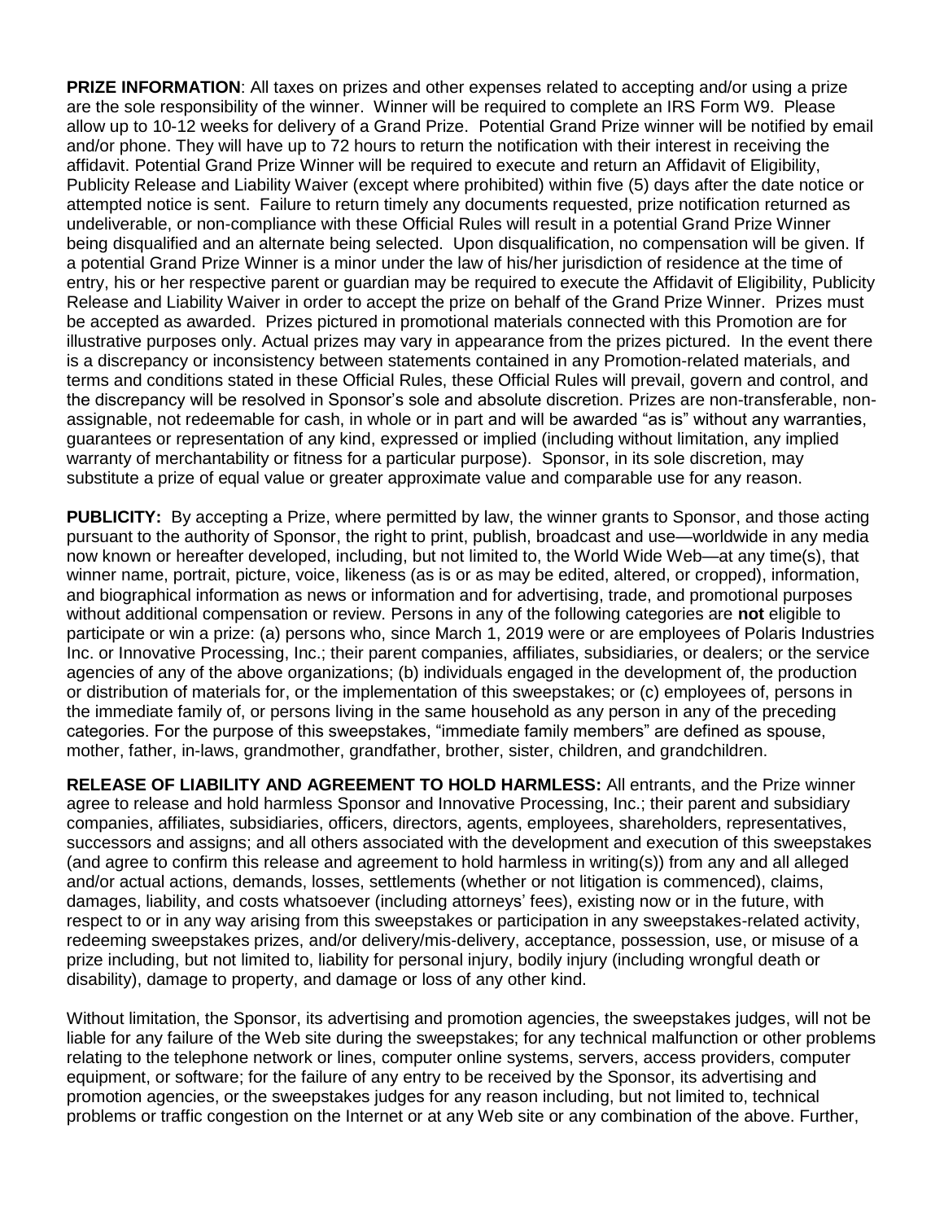**PRIZE INFORMATION**: All taxes on prizes and other expenses related to accepting and/or using a prize are the sole responsibility of the winner. Winner will be required to complete an IRS Form W9. Please allow up to 10-12 weeks for delivery of a Grand Prize. Potential Grand Prize winner will be notified by email and/or phone. They will have up to 72 hours to return the notification with their interest in receiving the affidavit. Potential Grand Prize Winner will be required to execute and return an Affidavit of Eligibility, Publicity Release and Liability Waiver (except where prohibited) within five (5) days after the date notice or attempted notice is sent. Failure to return timely any documents requested, prize notification returned as undeliverable, or non-compliance with these Official Rules will result in a potential Grand Prize Winner being disqualified and an alternate being selected. Upon disqualification, no compensation will be given. If a potential Grand Prize Winner is a minor under the law of his/her jurisdiction of residence at the time of entry, his or her respective parent or guardian may be required to execute the Affidavit of Eligibility, Publicity Release and Liability Waiver in order to accept the prize on behalf of the Grand Prize Winner. Prizes must be accepted as awarded. Prizes pictured in promotional materials connected with this Promotion are for illustrative purposes only. Actual prizes may vary in appearance from the prizes pictured. In the event there is a discrepancy or inconsistency between statements contained in any Promotion-related materials, and terms and conditions stated in these Official Rules, these Official Rules will prevail, govern and control, and the discrepancy will be resolved in Sponsor's sole and absolute discretion. Prizes are non-transferable, non-assignable, not redeemable for cash, in whole or in part and will be awarded "as is" without any warranties, guarantees or representation of any kind, expressed or implied (including without limitation, any implied warranty of merchantability or fitness for a particular purpose). Sponsor, in its sole discretion, may substitute a prize of equal value or greater approximate value and comparable use for any reason.

**PUBLICITY:** By accepting a Prize, where permitted by law, the winner grants to Sponsor, and those acting pursuant to the authority of Sponsor, the right to print, publish, broadcast and use—worldwide in any media now known or hereafter developed, including, but not limited to, the World Wide Web—at any time(s), that winner name, portrait, picture, voice, likeness (as is or as may be edited, altered, or cropped), information, and biographical information as news or information and for advertising, trade, and promotional purposes without additional compensation or review. Persons in any of the following categories are **not** eligible to participate or win a prize: (a) persons who, since March 1, 2019 were or are employees of Polaris Industries Inc. or Innovative Processing, Inc.; their parent companies, affiliates, subsidiaries, or dealers; or the service agencies of any of the above organizations; (b) individuals engaged in the development of, the production or distribution of materials for, or the implementation of this sweepstakes; or (c) employees of, persons in the immediate family of, or persons living in the same household as any person in any of the preceding categories. For the purpose of this sweepstakes, "immediate family members" are defined as spouse, mother, father, in-laws, grandmother, grandfather, brother, sister, children, and grandchildren.

**RELEASE OF LIABILITY AND AGREEMENT TO HOLD HARMLESS:** All entrants, and the Prize winner agree to release and hold harmless Sponsor and Innovative Processing, Inc.; their parent and subsidiary companies, affiliates, subsidiaries, officers, directors, agents, employees, shareholders, representatives, successors and assigns; and all others associated with the development and execution of this sweepstakes (and agree to confirm this release and agreement to hold harmless in writing(s)) from any and all alleged and/or actual actions, demands, losses, settlements (whether or not litigation is commenced), claims, damages, liability, and costs whatsoever (including attorneys' fees), existing now or in the future, with respect to or in any way arising from this sweepstakes or participation in any sweepstakes-related activity, redeeming sweepstakes prizes, and/or delivery/mis-delivery, acceptance, possession, use, or misuse of a prize including, but not limited to, liability for personal injury, bodily injury (including wrongful death or disability), damage to property, and damage or loss of any other kind.

Without limitation, the Sponsor, its advertising and promotion agencies, the sweepstakes judges, will not be liable for any failure of the Web site during the sweepstakes; for any technical malfunction or other problems relating to the telephone network or lines, computer online systems, servers, access providers, computer equipment, or software; for the failure of any entry to be received by the Sponsor, its advertising and promotion agencies, or the sweepstakes judges for any reason including, but not limited to, technical problems or traffic congestion on the Internet or at any Web site or any combination of the above. Further,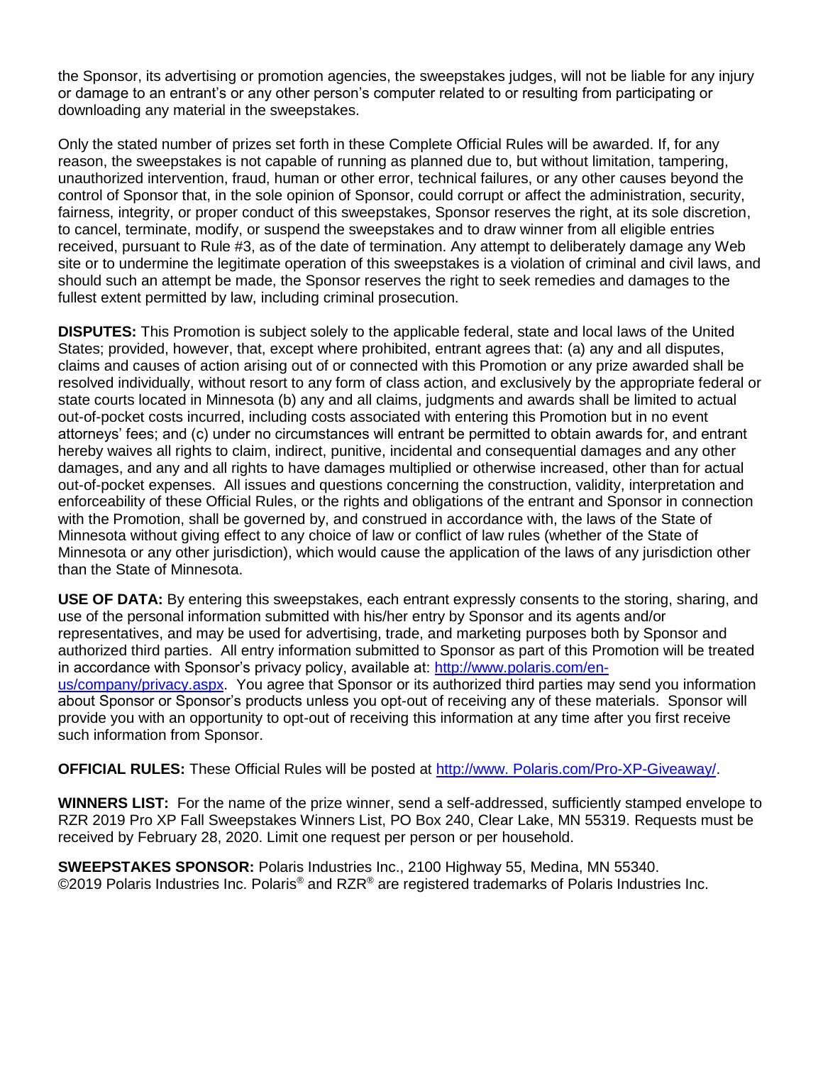the Sponsor, its advertising or promotion agencies, the sweepstakes judges, will not be liable for any injury or damage to an entrant's or any other person's computer related to or resulting from participating or downloading any material in the sweepstakes.

Only the stated number of prizes set forth in these Complete Official Rules will be awarded. If, for any reason, the sweepstakes is not capable of running as planned due to, but without limitation, tampering, unauthorized intervention, fraud, human or other error, technical failures, or any other causes beyond the control of Sponsor that, in the sole opinion of Sponsor, could corrupt or affect the administration, security, fairness, integrity, or proper conduct of this sweepstakes, Sponsor reserves the right, at its sole discretion, to cancel, terminate, modify, or suspend the sweepstakes and to draw winner from all eligible entries received, pursuant to Rule #3, as of the date of termination. Any attempt to deliberately damage any Web site or to undermine the legitimate operation of this sweepstakes is a violation of criminal and civil laws, and should such an attempt be made, the Sponsor reserves the right to seek remedies and damages to the fullest extent permitted by law, including criminal prosecution.

**DISPUTES:** This Promotion is subject solely to the applicable federal, state and local laws of the United States; provided, however, that, except where prohibited, entrant agrees that: (a) any and all disputes, claims and causes of action arising out of or connected with this Promotion or any prize awarded shall be resolved individually, without resort to any form of class action, and exclusively by the appropriate federal or state courts located in Minnesota (b) any and all claims, judgments and awards shall be limited to actual out-of-pocket costs incurred, including costs associated with entering this Promotion but in no event attorneys' fees; and (c) under no circumstances will entrant be permitted to obtain awards for, and entrant hereby waives all rights to claim, indirect, punitive, incidental and consequential damages and any other damages, and any and all rights to have damages multiplied or otherwise increased, other than for actual out-of-pocket expenses. All issues and questions concerning the construction, validity, interpretation and enforceability of these Official Rules, or the rights and obligations of the entrant and Sponsor in connection with the Promotion, shall be governed by, and construed in accordance with, the laws of the State of Minnesota without giving effect to any choice of law or conflict of law rules (whether of the State of Minnesota or any other jurisdiction), which would cause the application of the laws of any jurisdiction other than the State of Minnesota.

**USE OF DATA:** By entering this sweepstakes, each entrant expressly consents to the storing, sharing, and use of the personal information submitted with his/her entry by Sponsor and its agents and/or representatives, and may be used for advertising, trade, and marketing purposes both by Sponsor and authorized third parties. All entry information submitted to Sponsor as part of this Promotion will be treated in accordance with Sponsor's privacy policy, available at: [http://www.polaris.com/en-us/company/privacy.aspx](http://www.polaris.com/en-us/company/privacy.aspx). You agree that Sponsor or its authorized third parties may send you information about Sponsor or Sponsor's products unless you opt-out of receiving any of these materials. Sponsor will provide you with an opportunity to opt-out of receiving this information at any time after you first receive such information from Sponsor.

**OFFICIAL RULES:** These Official Rules will be posted at [http://www. Polaris.com/Pro-XP-Giveaway/](http://www.Polaris.com/Pro-XP-Giveaway/).

**WINNERS LIST:** For the name of the prize winner, send a self-addressed, sufficiently stamped envelope to RZR 2019 Pro XP Fall Sweepstakes Winners List, PO Box 240, Clear Lake, MN 55319. Requests must be received by February 28, 2020. Limit one request per person or per household.

**SWEEPSTAKES SPONSOR:** Polaris Industries Inc., 2100 Highway 55, Medina, MN 55340.
©2019 Polaris Industries Inc. Polaris® and RZR® are registered trademarks of Polaris Industries Inc.